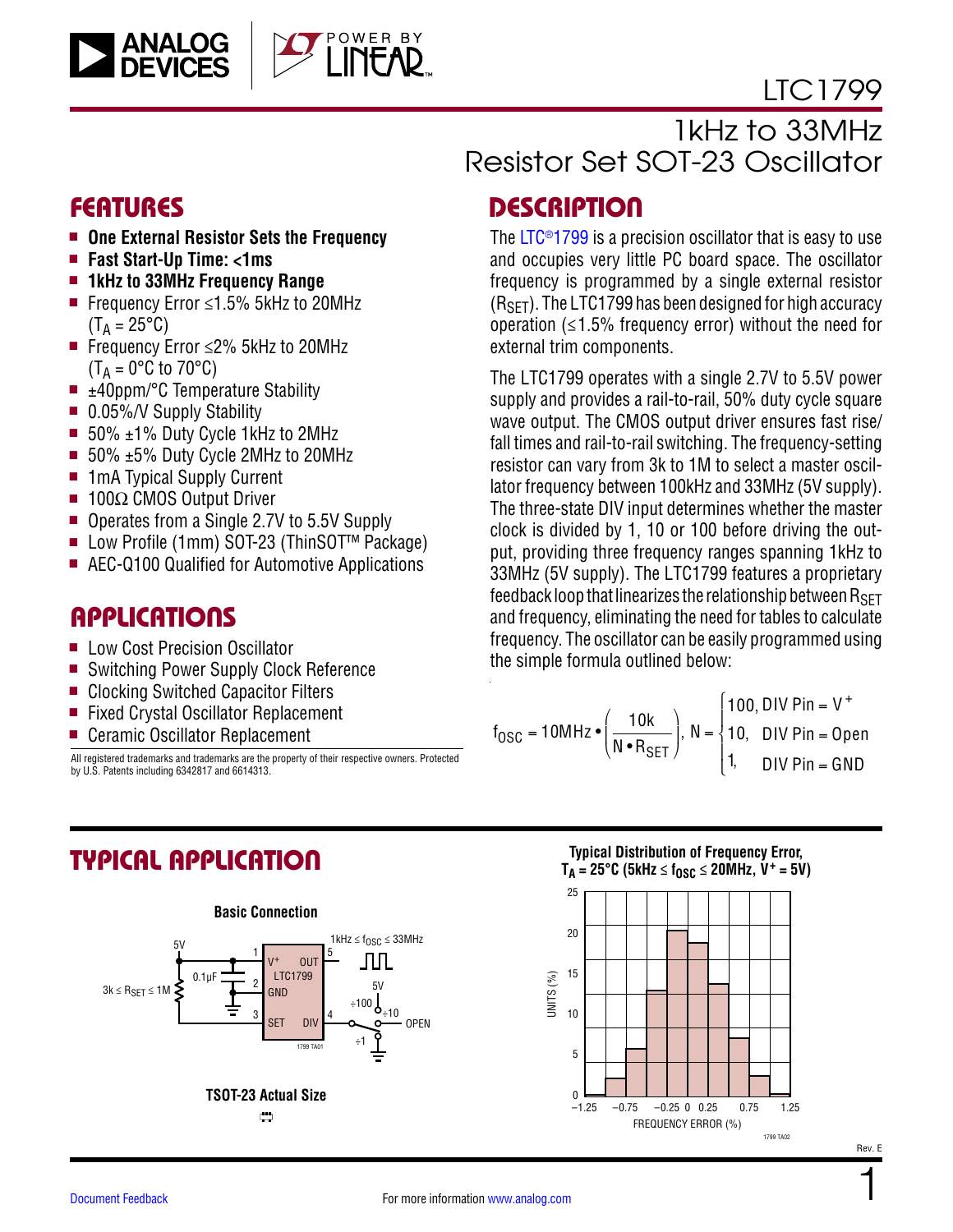# LTC1799

## 1kHz to 33MHz Resistor Set SOT-23 Oscillator

## FEATURES

- **One External Resistor Sets the Frequency**
- **Fast Start-Up Time: <1ms**
- **1kHz to 33MHz Frequency Range**
- Frequency Error ≤1.5% 5kHz to 20MHz ($T_A$ = 25°C)
- Frequency Error ≤2% 5kHz to 20MHz ($T_A$ = 0°C to 70°C)
- ±40ppm/°C Temperature Stability
- 0.05%/V Supply Stability
- 50% ±1% Duty Cycle 1kHz to 2MHz
- 50% ±5% Duty Cycle 2MHz to 20MHz
- 1mA Typical Supply Current
- 100Ω CMOS Output Driver
- Operates from a Single 2.7V to 5.5V Supply
- Low Profile (1mm) SOT-23 (ThinSOT™ Package)
- AEC-Q100 Qualified for Automotive Applications

## APPLICATIONS

- Low Cost Precision Oscillator
- Switching Power Supply Clock Reference
- Clocking Switched Capacitor Filters
- Fixed Crystal Oscillator Replacement
- Ceramic Oscillator Replacement

All registered trademarks and trademarks are the property of their respective owners. Protected by U.S. Patents including 6342817 and 6614313.

## DESCRIPTION

The LTC®1799 is a precision oscillator that is easy to use and occupies very little PC board space. The oscillator frequency is programmed by a single external resistor ($R_{SET}$). The LTC1799 has been designed for high accuracy operation (≤1.5% frequency error) without the need for external trim components.

The LTC1799 operates with a single 2.7V to 5.5V power supply and provides a rail-to-rail, 50% duty cycle square wave output. The CMOS output driver ensures fast rise/fall times and rail-to-rail switching. The frequency-setting resistor can vary from 3k to 1M to select a master oscillator frequency between 100kHz and 33MHz (5V supply). The three-state DIV input determines whether the master clock is divided by 1, 10 or 100 before driving the output, providing three frequency ranges spanning 1kHz to 33MHz (5V supply). The LTC1799 features a proprietary feedback loop that linearizes the relationship between $R_{SET}$ and frequency, eliminating the need for tables to calculate frequency. The oscillator can be easily programmed using the simple formula outlined below:

$$f_{OSC} = 10\text{MHz} \bullet \left(\frac{10k}{N \bullet R_{SET}}\right), \quad N = \begin{cases} 100, & \text{DIV Pin} = V^+ \\ 10, & \text{DIV Pin} = \text{Open} \\ 1, & \text{DIV Pin} = \text{GND} \end{cases}$$

## TYPICAL APPLICATION

**Basic Connection**

**TSOT-23 Actual Size**

**Typical Distribution of Frequency Error, $T_A$ = 25°C (5kHz ≤ $f_{OSC}$ ≤ 20MHz, $V^+$ = 5V)**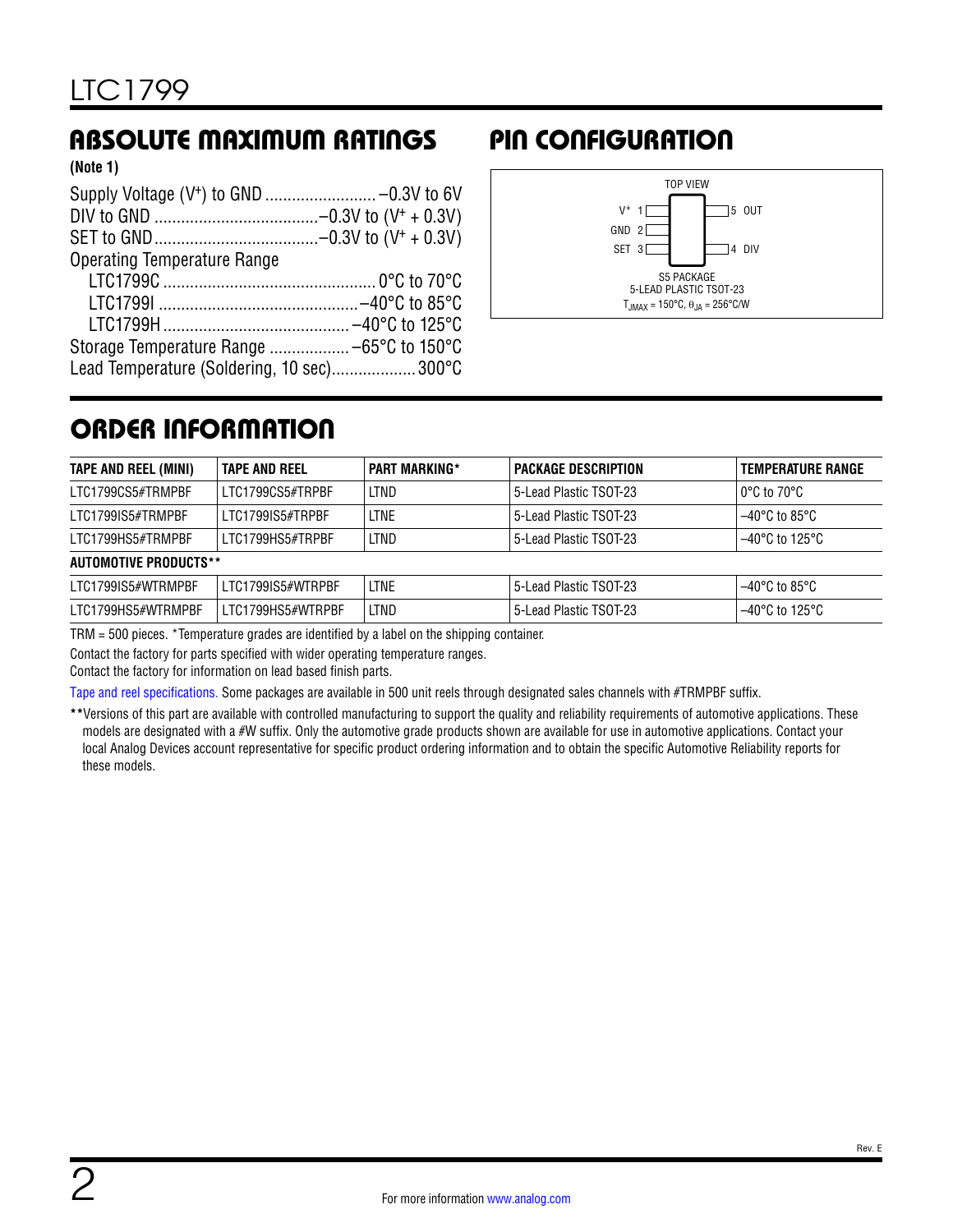## ABSOLUTE MAXIMUM RATINGS

**(Note 1)**

Supply Voltage ($V^+$) to GND ........................ –0.3V to 6V
DIV to GND .................................... –0.3V to ($V^+$ + 0.3V)
SET to GND .................................... –0.3V to ($V^+$ + 0.3V)
Operating Temperature Range
  LTC1799C ............................................... 0°C to 70°C
  LTC1799I ............................................ –40°C to 85°C
  LTC1799H .......................................... –40°C to 125°C
Storage Temperature Range .................. –65°C to 150°C
Lead Temperature (Soldering, 10 sec).................. 300°C

## PIN CONFIGURATION

TOP VIEW

$V^+$ 1 — 5 OUT
GND 2
SET 3 — 4 DIV

S5 PACKAGE
5-LEAD PLASTIC TSOT-23
$T_{JMAX}$ = 150°C, $\theta_{JA}$ = 256°C/W

## ORDER INFORMATION

| TAPE AND REEL (MINI) | TAPE AND REEL | PART MARKING* | PACKAGE DESCRIPTION | TEMPERATURE RANGE |
|---|---|---|---|---|
| LTC1799CS5#TRMPBF | LTC1799CS5#TRPBF | LTND | 5-Lead Plastic TSOT-23 | 0°C to 70°C |
| LTC1799IS5#TRMPBF | LTC1799IS5#TRPBF | LTNE | 5-Lead Plastic TSOT-23 | –40°C to 85°C |
| LTC1799HS5#TRMPBF | LTC1799HS5#TRPBF | LTND | 5-Lead Plastic TSOT-23 | –40°C to 125°C |
| **AUTOMOTIVE PRODUCTS**** | | | | |
| LTC1799IS5#WTRMPBF | LTC1799IS5#WTRPBF | LTNE | 5-Lead Plastic TSOT-23 | –40°C to 85°C |
| LTC1799HS5#WTRMPBF | LTC1799HS5#WTRPBF | LTND | 5-Lead Plastic TSOT-23 | –40°C to 125°C |

TRM = 500 pieces. *Temperature grades are identified by a label on the shipping container.

Contact the factory for parts specified with wider operating temperature ranges.

Contact the factory for information on lead based finish parts.

Tape and reel specifications. Some packages are available in 500 unit reels through designated sales channels with #TRMPBF suffix.

**Versions of this part are available with controlled manufacturing to support the quality and reliability requirements of automotive applications. These models are designated with a #W suffix. Only the automotive grade products shown are available for use in automotive applications. Contact your local Analog Devices account representative for specific product ordering information and to obtain the specific Automotive Reliability reports for these models.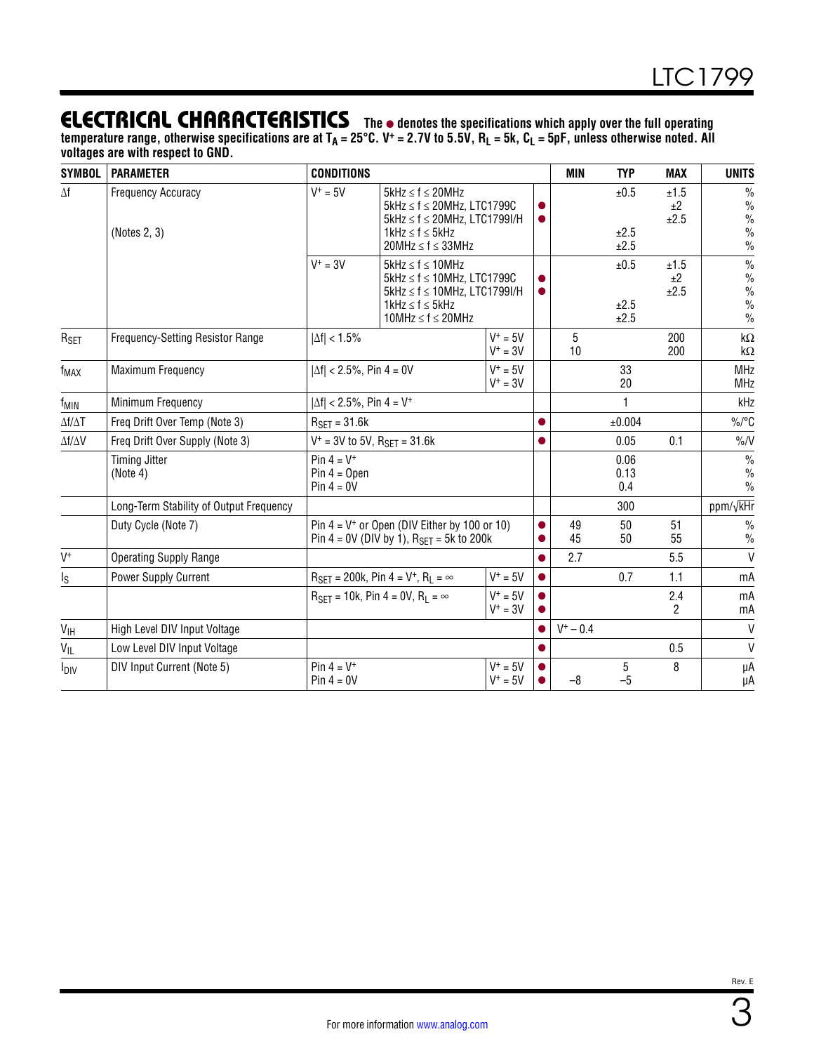## ELECTRICAL CHARACTERISTICS

**The ● denotes the specifications which apply over the full operating temperature range, otherwise specifications are at $T_A$ = 25°C. V+ = 2.7V to 5.5V, $R_L$ = 5k, $C_L$ = 5pF, unless otherwise noted. All voltages are with respect to GND.**

| SYMBOL | PARAMETER | CONDITIONS | | | MIN | TYP | MAX | UNITS |
|---|---|---|---|---|---|---|---|---|
| Δf | Frequency Accuracy (Notes 2, 3) | V+ = 5V | 5kHz ≤ f ≤ 20MHz | | | ±0.5 | ±1.5 | % |
| | | | 5kHz ≤ f ≤ 20MHz, LTC1799C | ● | | | ±2 | % |
| | | | 5kHz ≤ f ≤ 20MHz, LTC1799I/H | ● | | | ±2.5 | % |
| | | | 1kHz ≤ f ≤ 5kHz | | | ±2.5 | | % |
| | | | 20MHz ≤ f ≤ 33MHz | | | ±2.5 | | % |
| | | V+ = 3V | 5kHz ≤ f ≤ 10MHz | | | ±0.5 | ±1.5 | % |
| | | | 5kHz ≤ f ≤ 10MHz, LTC1799C | ● | | | ±2 | % |
| | | | 5kHz ≤ f ≤ 10MHz, LTC1799I/H | ● | | | ±2.5 | % |
| | | | 1kHz ≤ f ≤ 5kHz | | | ±2.5 | | % |
| | | | 10MHz ≤ f ≤ 20MHz | | | ±2.5 | | % |
| $R_{SET}$ | Frequency-Setting Resistor Range | \|Δf\| < 1.5% | V+ = 5V | | 5 | | 200 | kΩ |
| | | | V+ = 3V | | 10 | | 200 | kΩ |
| $f_{MAX}$ | Maximum Frequency | \|Δf\| < 2.5%, Pin 4 = 0V | V+ = 5V | | | 33 | | MHz |
| | | | V+ = 3V | | | 20 | | MHz |
| $f_{MIN}$ | Minimum Frequency | \|Δf\| < 2.5%, Pin 4 = V+ | | | | 1 | | kHz |
| Δf/ΔT | Freq Drift Over Temp (Note 3) | $R_{SET}$ = 31.6k | | ● | | ±0.004 | | %/°C |
| Δf/ΔV | Freq Drift Over Supply (Note 3) | V+ = 3V to 5V, $R_{SET}$ = 31.6k | | ● | | 0.05 | 0.1 | %/V |
| | Timing Jitter (Note 4) | Pin 4 = V+ | | | | 0.06 | | % |
| | | Pin 4 = Open | | | | 0.13 | | % |
| | | Pin 4 = 0V | | | | 0.4 | | % |
| | Long-Term Stability of Output Frequency | | | | | 300 | | ppm/√kHr |
| | Duty Cycle (Note 7) | Pin 4 = V+ or Open (DIV Either by 100 or 10) | | ● | 49 | 50 | 51 | % |
| | | Pin 4 = 0V (DIV by 1), $R_{SET}$ = 5k to 200k | | ● | 45 | 50 | 55 | % |
| V+ | Operating Supply Range | | | ● | 2.7 | | 5.5 | V |
| $I_S$ | Power Supply Current | $R_{SET}$ = 200k, Pin 4 = V+, $R_L$ = ∞ | V+ = 5V | ● | | 0.7 | 1.1 | mA |
| | | $R_{SET}$ = 10k, Pin 4 = 0V, $R_L$ = ∞ | V+ = 5V | ● | | | 2.4 | mA |
| | | | V+ = 3V | ● | | | 2 | mA |
| $V_{IH}$ | High Level DIV Input Voltage | | | ● | V+ – 0.4 | | | V |
| $V_{IL}$ | Low Level DIV Input Voltage | | | ● | | | 0.5 | V |
| $I_{DIV}$ | DIV Input Current (Note 5) | Pin 4 = V+ | V+ = 5V | ● | | 5 | 8 | μA |
| | | Pin 4 = 0V | V+ = 5V | ● | –8 | –5 | | μA |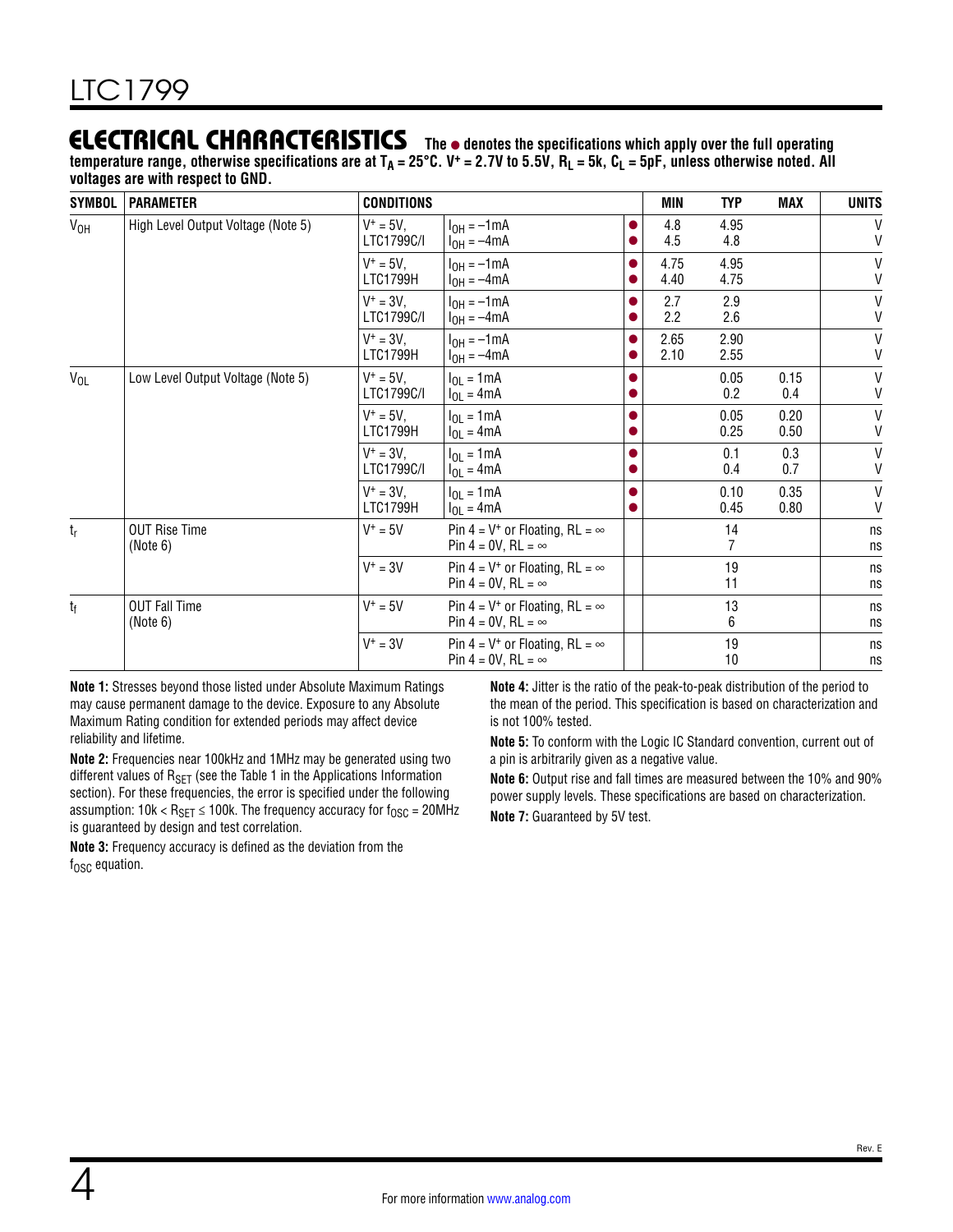## ELECTRICAL CHARACTERISTICS

**The ● denotes the specifications which apply over the full operating temperature range, otherwise specifications are at $T_A = 25°C$. $V^+ = 2.7V$ to $5.5V$, $R_L = 5k$, $C_L = 5pF$, unless otherwise noted. All voltages are with respect to GND.**

| SYMBOL | PARAMETER | CONDITIONS | | | MIN | TYP | MAX | UNITS |
|---|---|---|---|---|---|---|---|---|
| $V_{OH}$ | High Level Output Voltage (Note 5) | $V^+ = 5V$, LTC1799C/I | $I_{OH} = -1mA$ | ● | 4.8 | 4.95 | | V |
| | | | $I_{OH} = -4mA$ | ● | 4.5 | 4.8 | | V |
| | | $V^+ = 5V$, LTC1799H | $I_{OH} = -1mA$ | ● | 4.75 | 4.95 | | V |
| | | | $I_{OH} = -4mA$ | ● | 4.40 | 4.75 | | V |
| | | $V^+ = 3V$, LTC1799C/I | $I_{OH} = -1mA$ | ● | 2.7 | 2.9 | | V |
| | | | $I_{OH} = -4mA$ | ● | 2.2 | 2.6 | | V |
| | | $V^+ = 3V$, LTC1799H | $I_{OH} = -1mA$ | ● | 2.65 | 2.90 | | V |
| | | | $I_{OH} = -4mA$ | ● | 2.10 | 2.55 | | V |
| $V_{OL}$ | Low Level Output Voltage (Note 5) | $V^+ = 5V$, LTC1799C/I | $I_{OL} = 1mA$ | ● | | 0.05 | 0.15 | V |
| | | | $I_{OL} = 4mA$ | ● | | 0.2 | 0.4 | V |
| | | $V^+ = 5V$, LTC1799H | $I_{OL} = 1mA$ | ● | | 0.05 | 0.20 | V |
| | | | $I_{OL} = 4mA$ | ● | | 0.25 | 0.50 | V |
| | | $V^+ = 3V$, LTC1799C/I | $I_{OL} = 1mA$ | ● | | 0.1 | 0.3 | V |
| | | | $I_{OL} = 4mA$ | ● | | 0.4 | 0.7 | V |
| | | $V^+ = 3V$, LTC1799H | $I_{OL} = 1mA$ | ● | | 0.10 | 0.35 | V |
| | | | $I_{OL} = 4mA$ | ● | | 0.45 | 0.80 | V |
| $t_r$ | OUT Rise Time (Note 6) | $V^+ = 5V$ | Pin 4 = $V^+$ or Floating, RL = ∞ | | | 14 | | ns |
| | | | Pin 4 = 0V, RL = ∞ | | | 7 | | ns |
| | | $V^+ = 3V$ | Pin 4 = $V^+$ or Floating, RL = ∞ | | | 19 | | ns |
| | | | Pin 4 = 0V, RL = ∞ | | | 11 | | ns |
| $t_f$ | OUT Fall Time (Note 6) | $V^+ = 5V$ | Pin 4 = $V^+$ or Floating, RL = ∞ | | | 13 | | ns |
| | | | Pin 4 = 0V, RL = ∞ | | | 6 | | ns |
| | | $V^+ = 3V$ | Pin 4 = $V^+$ or Floating, RL = ∞ | | | 19 | | ns |
| | | | Pin 4 = 0V, RL = ∞ | | | 10 | | ns |

**Note 1:** Stresses beyond those listed under Absolute Maximum Ratings may cause permanent damage to the device. Exposure to any Absolute Maximum Rating condition for extended periods may affect device reliability and lifetime.

**Note 2:** Frequencies near 100kHz and 1MHz may be generated using two different values of $R_{SET}$ (see the Table 1 in the Applications Information section). For these frequencies, the error is specified under the following assumption: $10k < R_{SET} \leq 100k$. The frequency accuracy for $f_{OSC} = 20MHz$ is guaranteed by design and test correlation.

**Note 3:** Frequency accuracy is defined as the deviation from the $f_{OSC}$ equation.

**Note 4:** Jitter is the ratio of the peak-to-peak distribution of the period to the mean of the period. This specification is based on characterization and is not 100% tested.

**Note 5:** To conform with the Logic IC Standard convention, current out of a pin is arbitrarily given as a negative value.

**Note 6:** Output rise and fall times are measured between the 10% and 90% power supply levels. These specifications are based on characterization.

**Note 7:** Guaranteed by 5V test.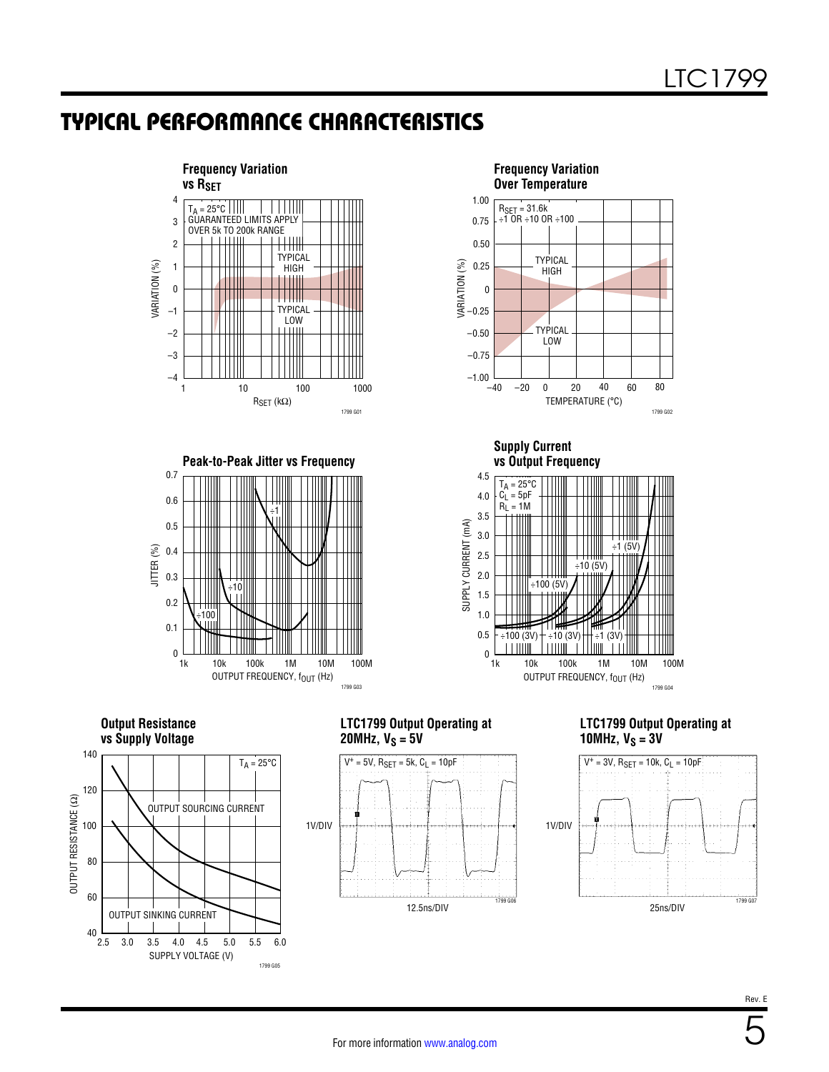## TYPICAL PERFORMANCE CHARACTERISTICS

**Frequency Variation vs $R_{SET}$**

$T_A = 25°C$
GUARANTEED LIMITS APPLY OVER 5k TO 200k RANGE

TYPICAL HIGH
TYPICAL LOW

VARIATION (%)
$R_{SET}$ (kΩ)

1799 G01

**Frequency Variation Over Temperature**

$R_{SET} = 31.6k$
÷1 OR ÷10 OR ÷100

TYPICAL HIGH
TYPICAL LOW

VARIATION (%)
TEMPERATURE (°C)

1799 G02

**Peak-to-Peak Jitter vs Frequency**

÷1
÷10
÷100

JITTER (%)
OUTPUT FREQUENCY, $f_{OUT}$ (Hz)

1799 G03

**Supply Current vs Output Frequency**

$T_A = 25°C$
$C_L = 5pF$
$R_L = 1M$

÷1 (5V)
÷10 (5V)
÷100 (5V)
÷100 (3V)
÷10 (3V)
÷1 (3V)

SUPPLY CURRENT (mA)
OUTPUT FREQUENCY, $f_{OUT}$ (Hz)

1799 G04

**Output Resistance vs Supply Voltage**

$T_A = 25°C$

OUTPUT SOURCING CURRENT
OUTPUT SINKING CURRENT

OUTPUT RESISTANCE (Ω)
SUPPLY VOLTAGE (V)

1799 G05

**LTC1799 Output Operating at 20MHz, $V_S = 5V$**

$V^+ = 5V$, $R_{SET} = 5k$, $C_L = 10pF$

1V/DIV
12.5ns/DIV

1799 G06

**LTC1799 Output Operating at 10MHz, $V_S = 3V$**

$V^+ = 3V$, $R_{SET} = 10k$, $C_L = 10pF$

1V/DIV
25ns/DIV

1799 G07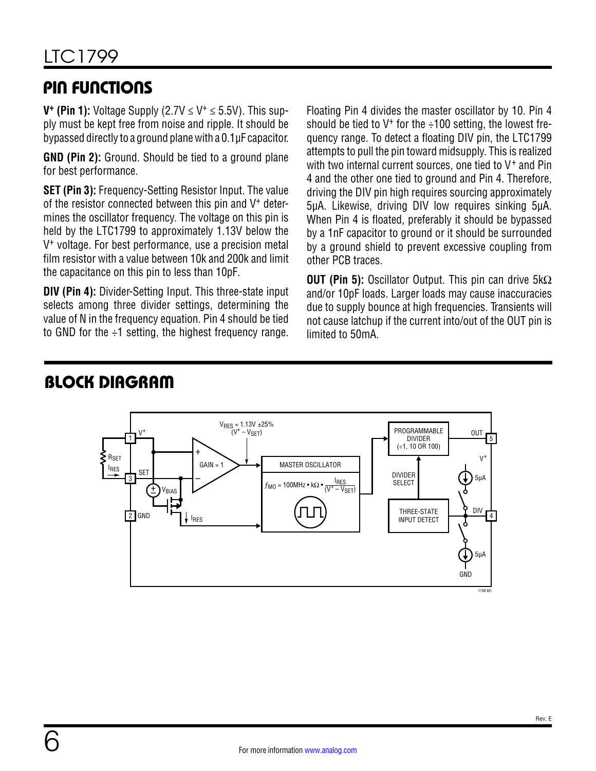## PIN FUNCTIONS

**$V^+$ (Pin 1):** Voltage Supply ($2.7V \leq V^+ \leq 5.5V$). This supply must be kept free from noise and ripple. It should be bypassed directly to a ground plane with a 0.1µF capacitor.

**GND (Pin 2):** Ground. Should be tied to a ground plane for best performance.

**SET (Pin 3):** Frequency-Setting Resistor Input. The value of the resistor connected between this pin and $V^+$ determines the oscillator frequency. The voltage on this pin is held by the LTC1799 to approximately 1.13V below the $V^+$ voltage. For best performance, use a precision metal film resistor with a value between 10k and 200k and limit the capacitance on this pin to less than 10pF.

**DIV (Pin 4):** Divider-Setting Input. This three-state input selects among three divider settings, determining the value of N in the frequency equation. Pin 4 should be tied to GND for the ÷1 setting, the highest frequency range. Floating Pin 4 divides the master oscillator by 10. Pin 4 should be tied to $V^+$ for the ÷100 setting, the lowest frequency range. To detect a floating DIV pin, the LTC1799 attempts to pull the pin toward midsupply. This is realized with two internal current sources, one tied to $V^+$ and Pin 4 and the other one tied to ground and Pin 4. Therefore, driving the DIV pin high requires sourcing approximately 5µA. Likewise, driving DIV low requires sinking 5µA. When Pin 4 is floated, preferably it should be bypassed by a 1nF capacitor to ground or it should be surrounded by a ground shield to prevent excessive coupling from other PCB traces.

**OUT (Pin 5):** Oscillator Output. This pin can drive 5kΩ and/or 10pF loads. Larger loads may cause inaccuracies due to supply bounce at high frequencies. Transients will not cause latchup if the current into/out of the OUT pin is limited to 50mA.

## BLOCK DIAGRAM

$V_{RES} = 1.13V \pm 25\%$ $(V^+ - V_{SET})$

MASTER OSCILLATOR

$f_{MO} = 100MHz \cdot k\Omega \cdot \frac{I_{RES}}{(V^+ - V_{SET})}$

PROGRAMMABLE DIVIDER (÷1, 10 OR 100)

DIVIDER SELECT

THREE-STATE INPUT DETECT

GAIN = 1

Pins: 1 $V^+$, 2 GND, 3 SET, 4 DIV, 5 OUT; $R_{SET}$, $I_{RES}$, $V_{BIAS}$, 5µA current sources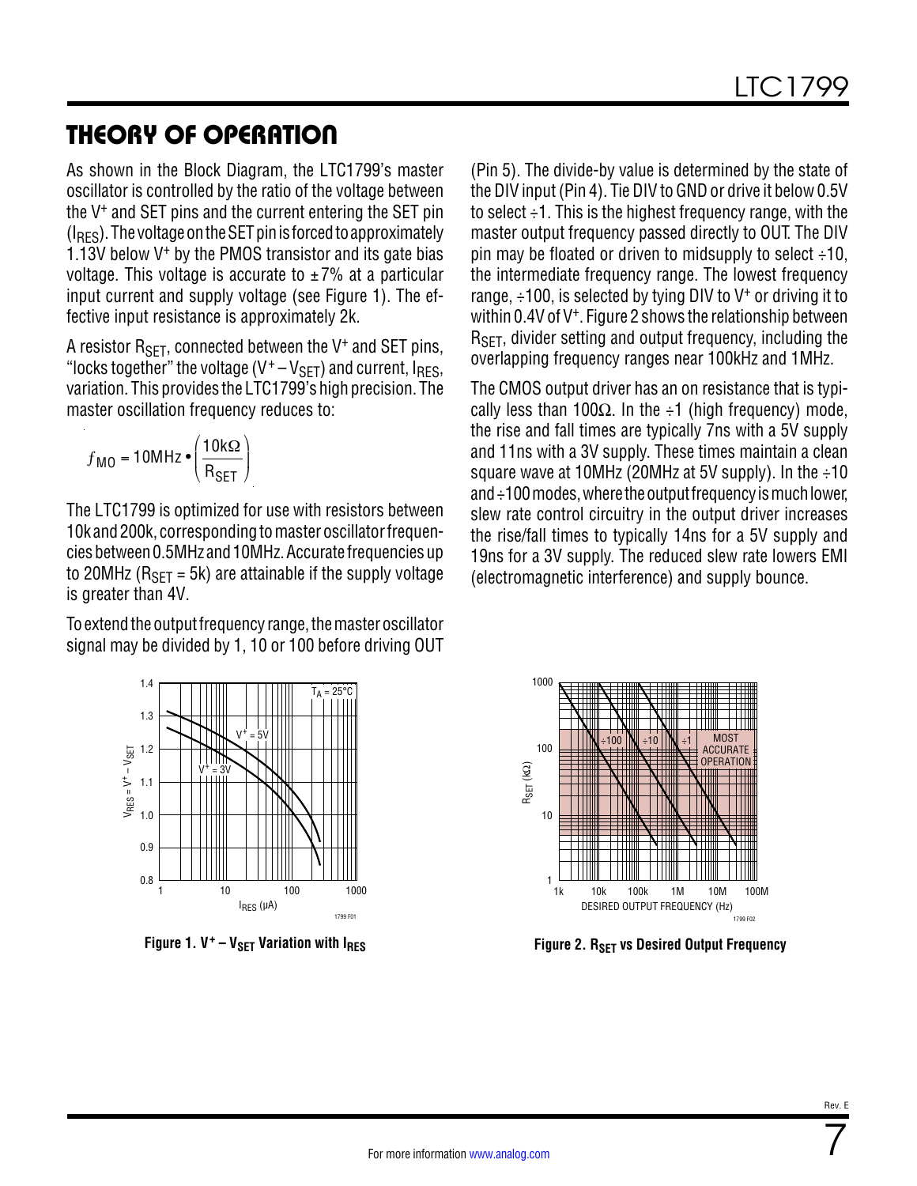## THEORY OF OPERATION

As shown in the Block Diagram, the LTC1799's master oscillator is controlled by the ratio of the voltage between the $V^+$ and SET pins and the current entering the SET pin ($I_{RES}$). The voltage on the SET pin is forced to approximately 1.13V below $V^+$ by the PMOS transistor and its gate bias voltage. This voltage is accurate to ±7% at a particular input current and supply voltage (see Figure 1). The effective input resistance is approximately 2k.

A resistor $R_{SET}$, connected between the $V^+$ and SET pins, "locks together" the voltage ($V^+ – V_{SET}$) and current, $I_{RES}$, variation. This provides the LTC1799's high precision. The master oscillation frequency reduces to:

$$f_{MO} = 10\text{MHz} \bullet \left(\frac{10\text{k}\Omega}{R_{SET}}\right)$$

The LTC1799 is optimized for use with resistors between 10k and 200k, corresponding to master oscillator frequencies between 0.5MHz and 10MHz. Accurate frequencies up to 20MHz ($R_{SET}$ = 5k) are attainable if the supply voltage is greater than 4V.

To extend the output frequency range, the master oscillator signal may be divided by 1, 10 or 100 before driving OUT (Pin 5). The divide-by value is determined by the state of the DIV input (Pin 4). Tie DIV to GND or drive it below 0.5V to select ÷1. This is the highest frequency range, with the master output frequency passed directly to OUT. The DIV pin may be floated or driven to midsupply to select ÷10, the intermediate frequency range. The lowest frequency range, ÷100, is selected by tying DIV to $V^+$ or driving it to within 0.4V of $V^+$. Figure 2 shows the relationship between $R_{SET}$, divider setting and output frequency, including the overlapping frequency ranges near 100kHz and 1MHz.

The CMOS output driver has an on resistance that is typically less than 100Ω. In the ÷1 (high frequency) mode, the rise and fall times are typically 7ns with a 5V supply and 11ns with a 3V supply. These times maintain a clean square wave at 10MHz (20MHz at 5V supply). In the ÷10 and ÷100 modes, where the output frequency is much lower, slew rate control circuitry in the output driver increases the rise/fall times to typically 14ns for a 5V supply and 19ns for a 3V supply. The reduced slew rate lowers EMI (electromagnetic interference) and supply bounce.

**Figure 1. $V^+ – V_{SET}$ Variation with $I_{RES}$**

**Figure 2. $R_{SET}$ vs Desired Output Frequency**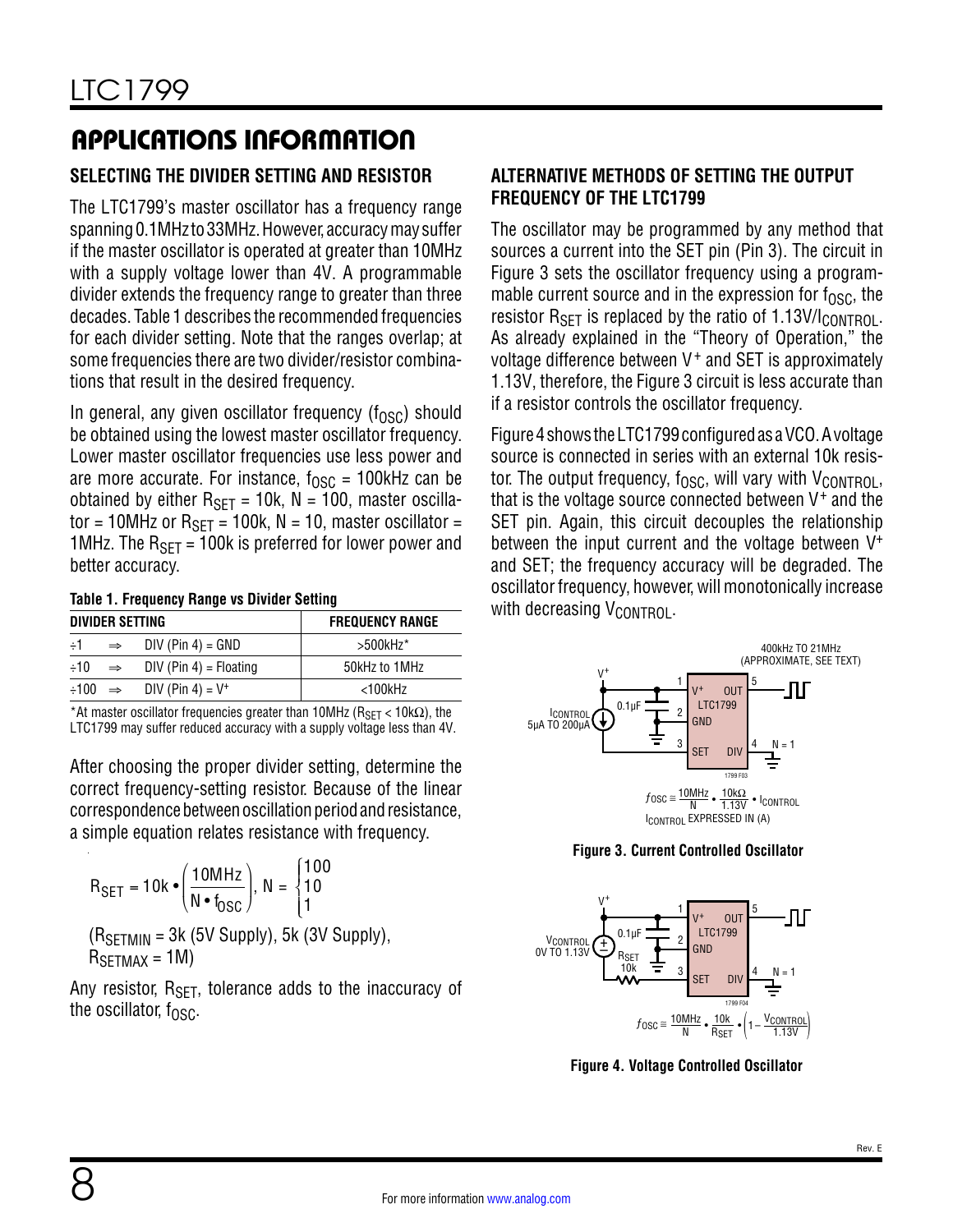# APPLICATIONS INFORMATION

## SELECTING THE DIVIDER SETTING AND RESISTOR

The LTC1799's master oscillator has a frequency range spanning 0.1MHz to 33MHz. However, accuracy may suffer if the master oscillator is operated at greater than 10MHz with a supply voltage lower than 4V. A programmable divider extends the frequency range to greater than three decades. Table 1 describes the recommended frequencies for each divider setting. Note that the ranges overlap; at some frequencies there are two divider/resistor combinations that result in the desired frequency.

In general, any given oscillator frequency ($f_{OSC}$) should be obtained using the lowest master oscillator frequency. Lower master oscillator frequencies use less power and are more accurate. For instance, $f_{OSC}$ = 100kHz can be obtained by either $R_{SET}$ = 10k, N = 100, master oscillator = 10MHz or $R_{SET}$ = 100k, N = 10, master oscillator = 1MHz. The $R_{SET}$ = 100k is preferred for lower power and better accuracy.

**Table 1. Frequency Range vs Divider Setting**

| DIVIDER SETTING | | | FREQUENCY RANGE |
|---|---|---|---|
| ÷1 | ⇒ | DIV (Pin 4) = GND | >500kHz* |
| ÷10 | ⇒ | DIV (Pin 4) = Floating | 50kHz to 1MHz |
| ÷100 | ⇒ | DIV (Pin 4) = $V^+$ | <100kHz |

*At master oscillator frequencies greater than 10MHz ($R_{SET}$ < 10kΩ), the LTC1799 may suffer reduced accuracy with a supply voltage less than 4V.

After choosing the proper divider setting, determine the correct frequency-setting resistor. Because of the linear correspondence between oscillation period and resistance, a simple equation relates resistance with frequency.

$$R_{SET} = 10k \bullet \left(\frac{10MHz}{N \bullet f_{OSC}}\right),\ N = \begin{cases} 100 \\ 10 \\ 1 \end{cases}$$

($R_{SETMIN}$ = 3k (5V Supply), 5k (3V Supply), $R_{SETMAX}$ = 1M)

Any resistor, $R_{SET}$, tolerance adds to the inaccuracy of the oscillator, $f_{OSC}$.

## ALTERNATIVE METHODS OF SETTING THE OUTPUT FREQUENCY OF THE LTC1799

The oscillator may be programmed by any method that sources a current into the SET pin (Pin 3). The circuit in Figure 3 sets the oscillator frequency using a programmable current source and in the expression for $f_{OSC}$, the resistor $R_{SET}$ is replaced by the ratio of 1.13V/$I_{CONTROL}$. As already explained in the "Theory of Operation," the voltage difference between $V^+$ and SET is approximately 1.13V, therefore, the Figure 3 circuit is less accurate than if a resistor controls the oscillator frequency.

Figure 4 shows the LTC1799 configured as a VCO. A voltage source is connected in series with an external 10k resistor. The output frequency, $f_{OSC}$, will vary with $V_{CONTROL}$, that is the voltage source connected between $V^+$ and the SET pin. Again, this circuit decouples the relationship between the input current and the voltage between $V^+$ and SET; the frequency accuracy will be degraded. The oscillator frequency, however, will monotonically increase with decreasing $V_{CONTROL}$.

400kHz TO 21MHz (APPROXIMATE, SEE TEXT)

$I_{CONTROL}$ 5µA TO 200µA; 0.1µF; LTC1799; N = 1

$$f_{OSC} \cong \frac{10MHz}{N} \bullet \frac{10k\Omega}{1.13V} \bullet I_{CONTROL}$$

$I_{CONTROL}$ EXPRESSED IN (A)

**Figure 3. Current Controlled Oscillator**

$V_{CONTROL}$ 0V TO 1.13V; $R_{SET}$ 10k; 0.1µF; LTC1799; N = 1

$$f_{OSC} \cong \frac{10MHz}{N} \bullet \frac{10k}{R_{SET}} \bullet \left(1 - \frac{V_{CONTROL}}{1.13V}\right)$$

**Figure 4. Voltage Controlled Oscillator**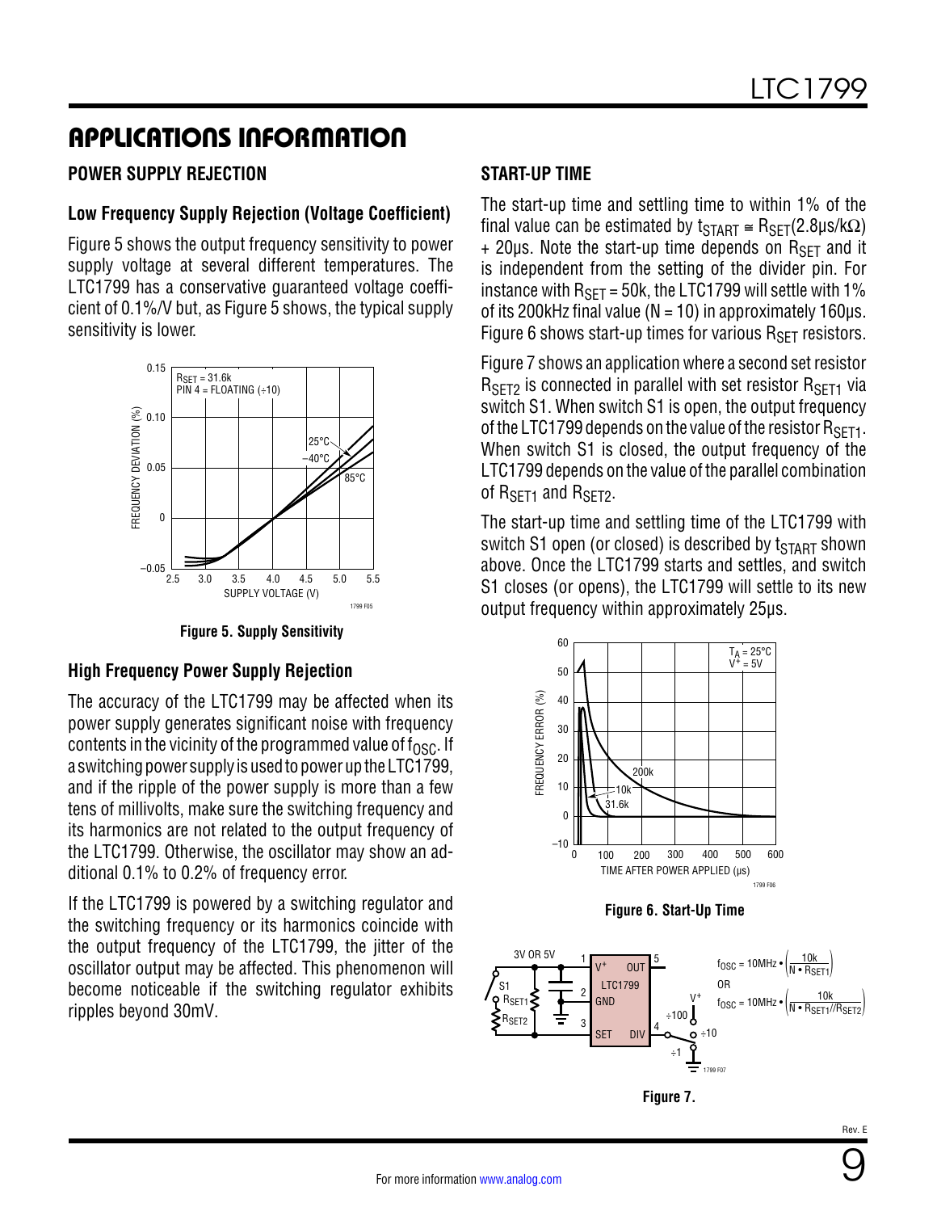## APPLICATIONS INFORMATION

### POWER SUPPLY REJECTION

#### Low Frequency Supply Rejection (Voltage Coefficient)

Figure 5 shows the output frequency sensitivity to power supply voltage at several different temperatures. The LTC1799 has a conservative guaranteed voltage coefficient of 0.1%/V but, as Figure 5 shows, the typical supply sensitivity is lower.

**Figure 5. Supply Sensitivity**

#### High Frequency Power Supply Rejection

The accuracy of the LTC1799 may be affected when its power supply generates significant noise with frequency contents in the vicinity of the programmed value of $f_{OSC}$. If a switching power supply is used to power up the LTC1799, and if the ripple of the power supply is more than a few tens of millivolts, make sure the switching frequency and its harmonics are not related to the output frequency of the LTC1799. Otherwise, the oscillator may show an additional 0.1% to 0.2% of frequency error.

If the LTC1799 is powered by a switching regulator and the switching frequency or its harmonics coincide with the output frequency of the LTC1799, the jitter of the oscillator output may be affected. This phenomenon will become noticeable if the switching regulator exhibits ripples beyond 30mV.

### START-UP TIME

The start-up time and settling time to within 1% of the final value can be estimated by $t_{START} \cong R_{SET}(2.8\mu s/k\Omega) + 20\mu s$. Note the start-up time depends on $R_{SET}$ and it is independent from the setting of the divider pin. For instance with $R_{SET}$ = 50k, the LTC1799 will settle with 1% of its 200kHz final value (N = 10) in approximately 160µs. Figure 6 shows start-up times for various $R_{SET}$ resistors.

Figure 7 shows an application where a second set resistor $R_{SET2}$ is connected in parallel with set resistor $R_{SET1}$ via switch S1. When switch S1 is open, the output frequency of the LTC1799 depends on the value of the resistor $R_{SET1}$. When switch S1 is closed, the output frequency of the LTC1799 depends on the value of the parallel combination of $R_{SET1}$ and $R_{SET2}$.

The start-up time and settling time of the LTC1799 with switch S1 open (or closed) is described by $t_{START}$ shown above. Once the LTC1799 starts and settles, and switch S1 closes (or opens), the LTC1799 will settle to its new output frequency within approximately 25µs.

**Figure 6. Start-Up Time**

$$f_{OSC} = 10\text{MHz} \cdot \left(\frac{10k}{N \cdot R_{SET1}}\right)$$

OR

$$f_{OSC} = 10\text{MHz} \cdot \left(\frac{10k}{N \cdot R_{SET1}//R_{SET2}}\right)$$

**Figure 7.**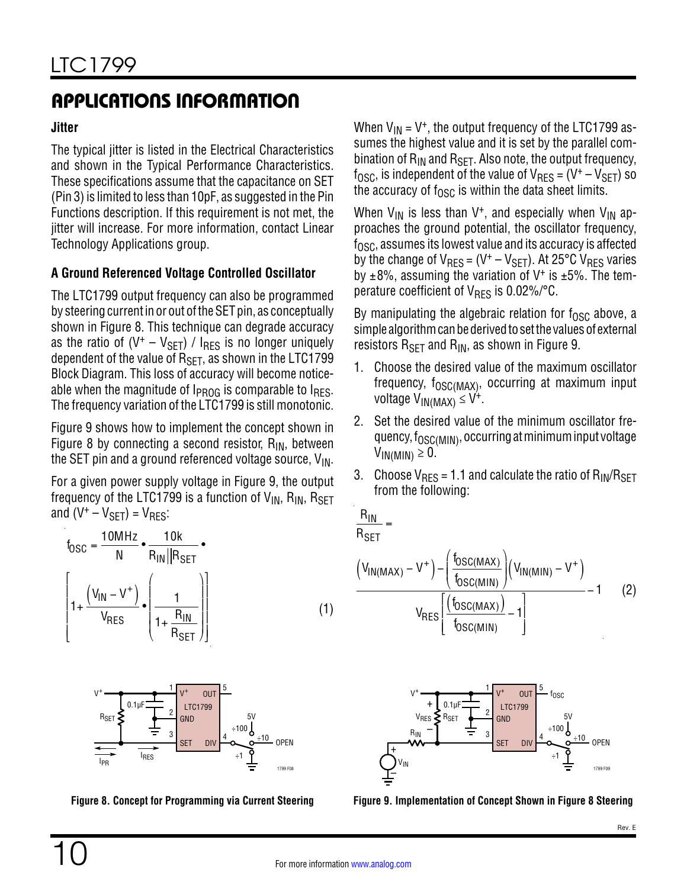## APPLICATIONS INFORMATION

### Jitter

The typical jitter is listed in the Electrical Characteristics and shown in the Typical Performance Characteristics. These specifications assume that the capacitance on SET (Pin 3) is limited to less than 10pF, as suggested in the Pin Functions description. If this requirement is not met, the jitter will increase. For more information, contact Linear Technology Applications group.

### A Ground Referenced Voltage Controlled Oscillator

The LTC1799 output frequency can also be programmed by steering current in or out of the SET pin, as conceptually shown in Figure 8. This technique can degrade accuracy as the ratio of $(V^+ – V_{SET}) / I_{RES}$ is no longer uniquely dependent of the value of $R_{SET}$, as shown in the LTC1799 Block Diagram. This loss of accuracy will become noticeable when the magnitude of $I_{PROG}$ is comparable to $I_{RES}$. The frequency variation of the LTC1799 is still monotonic.

Figure 9 shows how to implement the concept shown in Figure 8 by connecting a second resistor, $R_{IN}$, between the SET pin and a ground referenced voltage source, $V_{IN}$.

For a given power supply voltage in Figure 9, the output frequency of the LTC1799 is a function of $V_{IN}$, $R_{IN}$, $R_{SET}$ and $(V^+ – V_{SET}) = V_{RES}$:

$$f_{OSC} = \frac{10MHz}{N} \cdot \frac{10k}{R_{IN} \| R_{SET}} \cdot \left[1 + \frac{(V_{IN} - V^+)}{V_{RES}} \cdot \left(\frac{1}{1 + \frac{R_{IN}}{R_{SET}}}\right)\right] \quad (1)$$

When $V_{IN} = V^+$, the output frequency of the LTC1799 assumes the highest value and it is set by the parallel combination of $R_{IN}$ and $R_{SET}$. Also note, the output frequency, $f_{OSC}$, is independent of the value of $V_{RES} = (V^+ – V_{SET})$ so the accuracy of $f_{OSC}$ is within the data sheet limits.

When $V_{IN}$ is less than $V^+$, and especially when $V_{IN}$ approaches the ground potential, the oscillator frequency, $f_{OSC}$, assumes its lowest value and its accuracy is affected by the change of $V_{RES} = (V^+ – V_{SET})$. At 25°C $V_{RES}$ varies by ±8%, assuming the variation of $V^+$ is ±5%. The temperature coefficient of $V_{RES}$ is 0.02%/°C.

By manipulating the algebraic relation for $f_{OSC}$ above, a simple algorithm can be derived to set the values of external resistors $R_{SET}$ and $R_{IN}$, as shown in Figure 9.

1. Choose the desired value of the maximum oscillator frequency, $f_{OSC(MAX)}$, occurring at maximum input voltage $V_{IN(MAX)} \le V^+$.
2. Set the desired value of the minimum oscillator frequency, $f_{OSC(MIN)}$, occurring at minimum input voltage $V_{IN(MIN)} \ge 0$.
3. Choose $V_{RES} = 1.1$ and calculate the ratio of $R_{IN}/R_{SET}$ from the following:

$$\frac{R_{IN}}{R_{SET}} = \frac{\left(V_{IN(MAX)} - V^+\right) - \left(\frac{f_{OSC(MAX)}}{f_{OSC(MIN)}}\right)\left(V_{IN(MIN)} - V^+\right)}{V_{RES}\left[\left(\frac{f_{OSC(MAX)}}{f_{OSC(MIN)}}\right) - 1\right]} - 1 \quad (2)$$

Figure 8. Concept for Programming via Current Steering

Figure 9. Implementation of Concept Shown in Figure 8 Steering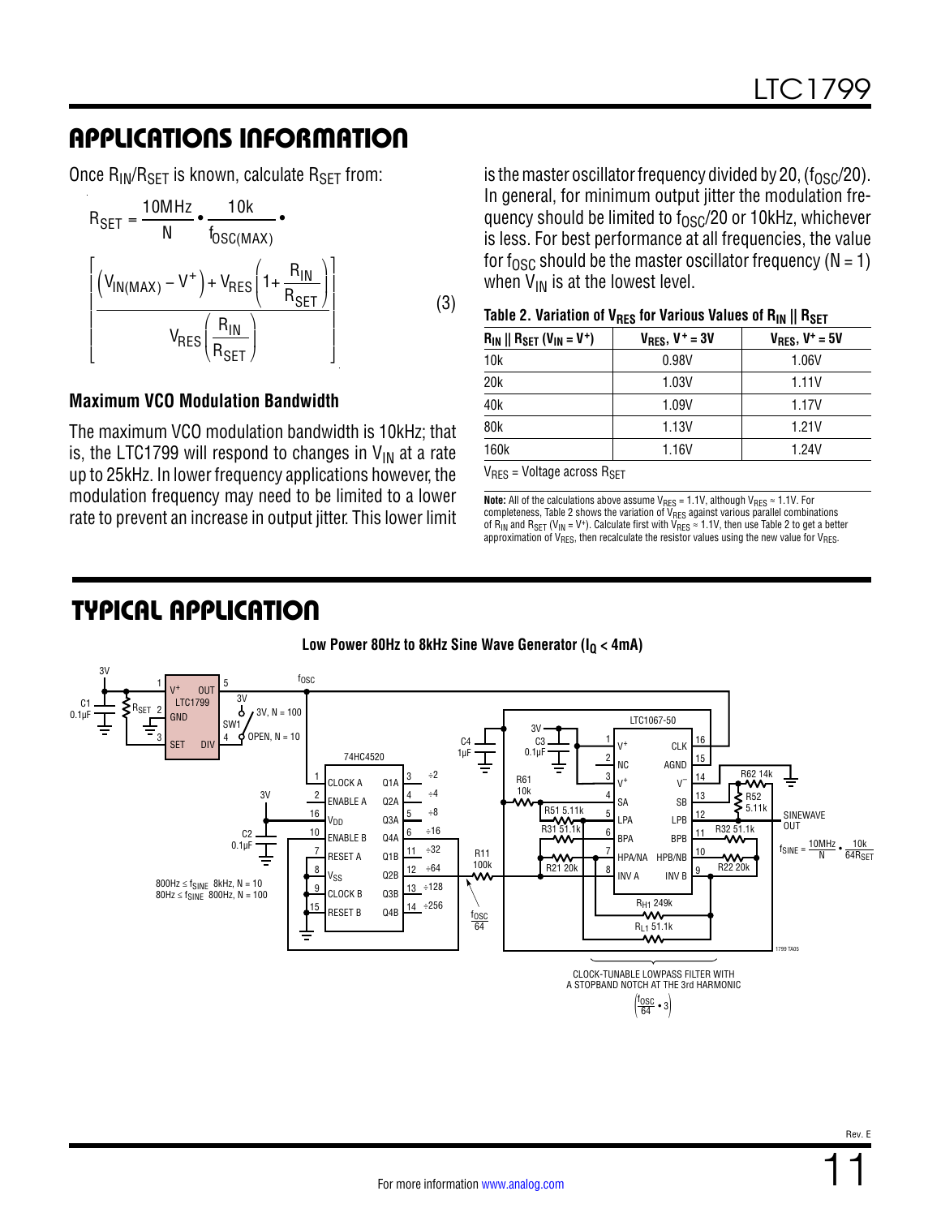## APPLICATIONS INFORMATION

Once $R_{IN}/R_{SET}$ is known, calculate $R_{SET}$ from:

$$R_{SET} = \frac{10MHz}{N} \bullet \frac{10k}{f_{OSC(MAX)}} \bullet \left[ \frac{\left(V_{IN(MAX)} - V^{+}\right) + V_{RES}\left(1 + \frac{R_{IN}}{R_{SET}}\right)}{V_{RES}\left(\frac{R_{IN}}{R_{SET}}\right)} \right] \quad (3)$$

### Maximum VCO Modulation Bandwidth

The maximum VCO modulation bandwidth is 10kHz; that is, the LTC1799 will respond to changes in $V_{IN}$ at a rate up to 25kHz. In lower frequency applications however, the modulation frequency may need to be limited to a lower rate to prevent an increase in output jitter. This lower limit is the master oscillator frequency divided by 20, ($f_{OSC}/20$). In general, for minimum output jitter the modulation frequency should be limited to $f_{OSC}/20$ or 10kHz, whichever is less. For best performance at all frequencies, the value for $f_{OSC}$ should be the master oscillator frequency (N = 1) when $V_{IN}$ is at the lowest level.

**Table 2. Variation of $V_{RES}$ for Various Values of $R_{IN}$ || $R_{SET}$**

| $R_{IN}$ \|\| $R_{SET}$ ($V_{IN} = V^{+}$) | $V_{RES}$, $V^{+}$ = 3V | $V_{RES}$, $V^{+}$ = 5V |
|---|---|---|
| 10k | 0.98V | 1.06V |
| 20k | 1.03V | 1.11V |
| 40k | 1.09V | 1.17V |
| 80k | 1.13V | 1.21V |
| 160k | 1.16V | 1.24V |

$V_{RES}$ = Voltage across $R_{SET}$

**Note:** All of the calculations above assume $V_{RES}$ = 1.1V, although $V_{RES} \approx$ 1.1V. For completeness, Table 2 shows the variation of $V_{RES}$ against various parallel combinations of $R_{IN}$ and $R_{SET}$ ($V_{IN} = V^{+}$). Calculate first with $V_{RES} \approx$ 1.1V, then use Table 2 to get a better approximation of $V_{RES}$, then recalculate the resistor values using the new value for $V_{RES}$.

## TYPICAL APPLICATION

**Low Power 80Hz to 8kHz Sine Wave Generator ($I_Q$ < 4mA)**

800Hz ≤ $f_{SINE}$ 8kHz, N = 10
80Hz ≤ $f_{SINE}$ 800Hz, N = 100

$$f_{SINE} = \frac{10MHz}{N} \bullet \frac{10k}{64R_{SET}}$$

CLOCK-TUNABLE LOWPASS FILTER WITH A STOPBAND NOTCH AT THE 3rd HARMONIC $\left(\frac{f_{OSC}}{64} \bullet 3\right)$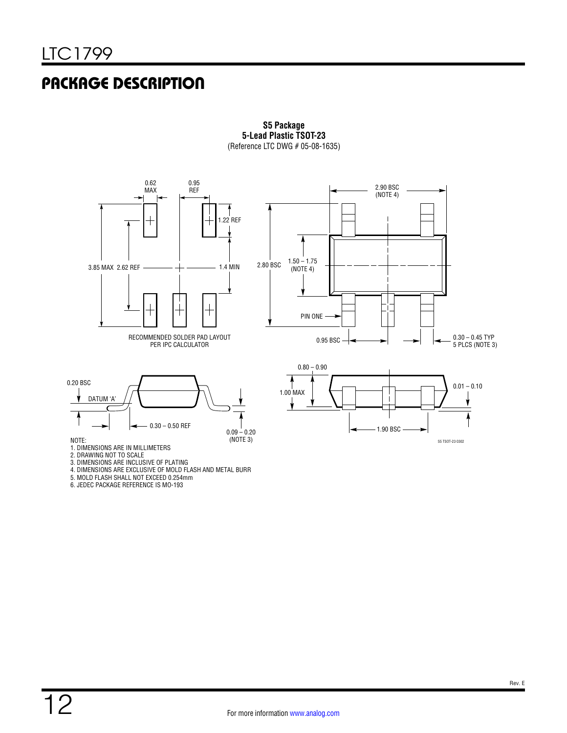## PACKAGE DESCRIPTION

**S5 Package**
**5-Lead Plastic TSOT-23**
(Reference LTC DWG # 05-08-1635)

0.62 MAX
0.95 REF
1.22 REF
3.85 MAX 2.62 REF
1.4 MIN
RECOMMENDED SOLDER PAD LAYOUT PER IPC CALCULATOR

2.90 BSC (NOTE 4)
2.80 BSC
1.50 – 1.75 (NOTE 4)
PIN ONE
0.95 BSC
0.30 – 0.45 TYP 5 PLCS (NOTE 3)

0.20 BSC
DATUM 'A'
0.30 – 0.50 REF
0.09 – 0.20 (NOTE 3)

0.80 – 0.90
1.00 MAX
0.01 – 0.10
1.90 BSC

S5 TSOT-23 0302

NOTE:
1. DIMENSIONS ARE IN MILLIMETERS
2. DRAWING NOT TO SCALE
3. DIMENSIONS ARE INCLUSIVE OF PLATING
4. DIMENSIONS ARE EXCLUSIVE OF MOLD FLASH AND METAL BURR
5. MOLD FLASH SHALL NOT EXCEED 0.254mm
6. JEDEC PACKAGE REFERENCE IS MO-193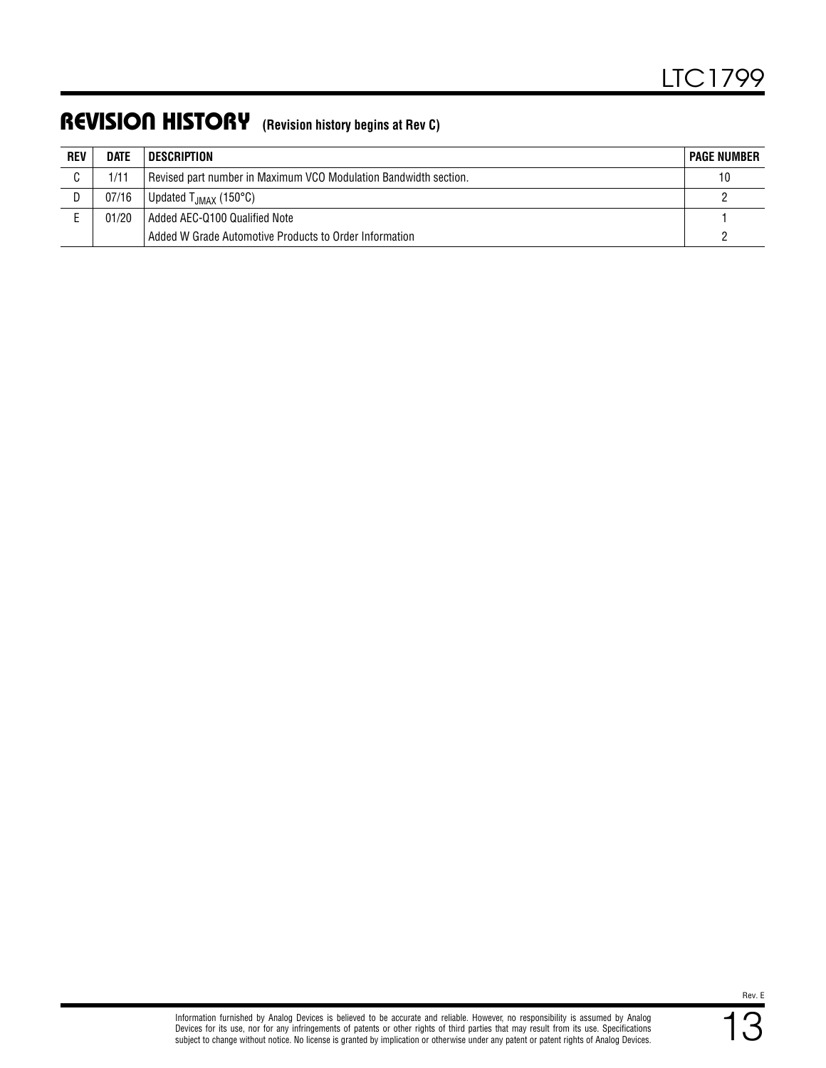## REVISION HISTORY (Revision history begins at Rev C)

| REV | DATE | DESCRIPTION | PAGE NUMBER |
|---|---|---|---|
| C | 1/11 | Revised part number in Maximum VCO Modulation Bandwidth section. | 10 |
| D | 07/16 | Updated $T_{JMAX}$ (150°C) | 2 |
| E | 01/20 | Added AEC-Q100 Qualified Note | 1 |
| | | Added W Grade Automotive Products to Order Information | 2 |

Information furnished by Analog Devices is believed to be accurate and reliable. However, no responsibility is assumed by Analog Devices for its use, nor for any infringements of patents or other rights of third parties that may result from its use. Specifications subject to change without notice. No license is granted by implication or otherwise under any patent or patent rights of Analog Devices.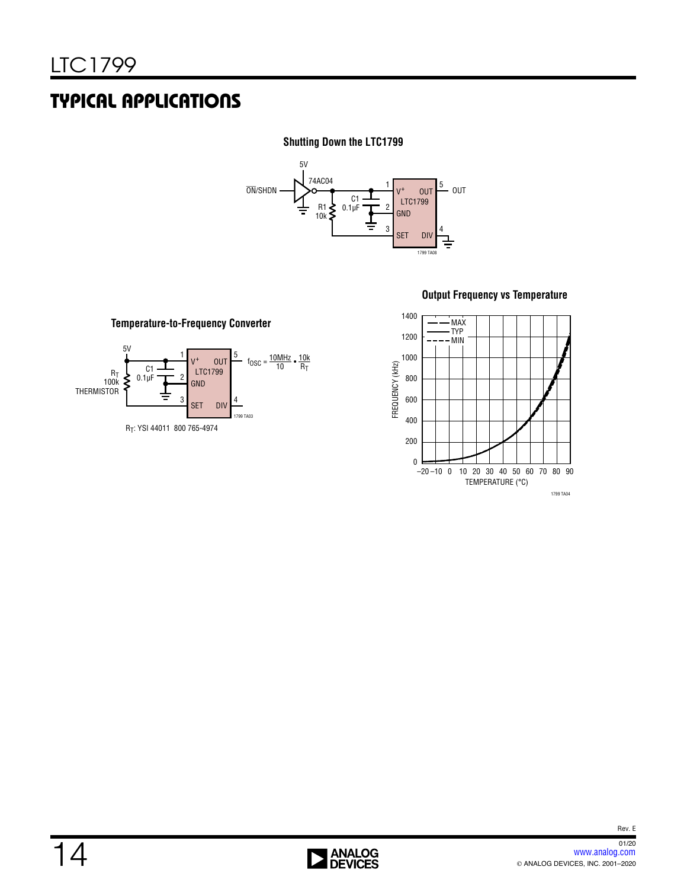## TYPICAL APPLICATIONS

**Shutting Down the LTC1799**

5V
74AC04
$\overline{ON}$/SHDN
R1
10k
C1
0.1µF
1
2
3
V+
GND
SET
LTC1799
OUT
DIV
5
4
OUT
1799 TA08

**Temperature-to-Frequency Converter**

5V
$R_T$
100k
THERMISTOR
C1
0.1µF
1
2
3
V+
GND
SET
LTC1799
OUT
DIV
5
4

$$f_{OSC} = \frac{10MHz}{10} \cdot \frac{10k}{R_T}$$

1799 TA03

$R_T$: YSI 44011 800 765-4974

**Output Frequency vs Temperature**

MAX
TYP
MIN
FREQUENCY (kHz)
1400
1200
1000
800
600
400
200
0
–20 –10 0 10 20 30 40 50 60 70 80 90
TEMPERATURE (°C)
1799 TA04